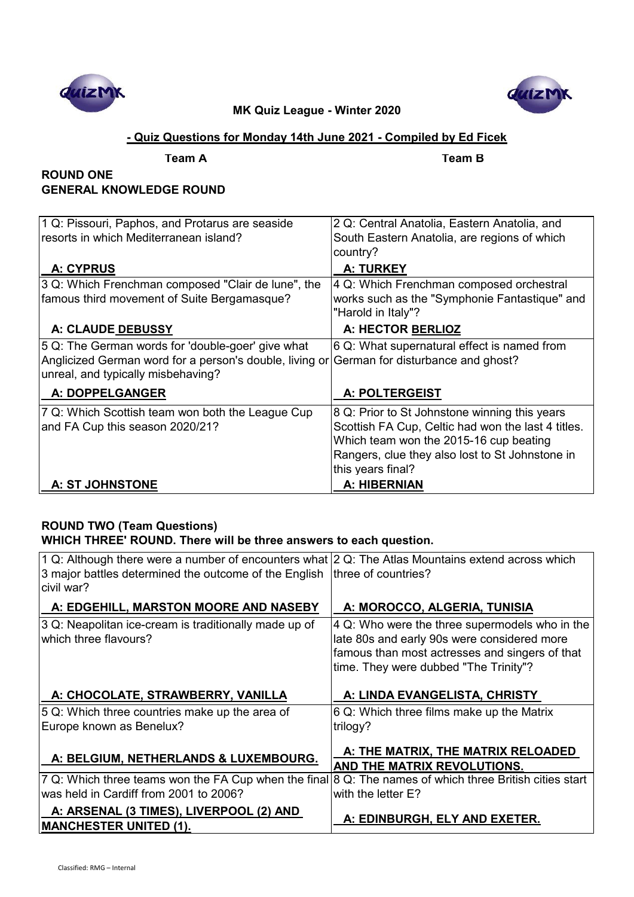**MK Quiz League - Winter 2020**

**- Quiz Questions for Monday 14th June 2021 - Compiled by Ed Ficek**

**Team A** **Team B**

**ROUND ONE**
**GENERAL KNOWLEDGE ROUND**

| Team A | Team B |
|---|---|
| 1 Q: Pissouri, Paphos, and Protarus are seaside resorts in which Mediterranean island? **A: CYPRUS** | 2 Q: Central Anatolia, Eastern Anatolia, and South Eastern Anatolia, are regions of which country? **A: TURKEY** |
| 3 Q: Which Frenchman composed "Clair de lune", the famous third movement of Suite Bergamasque? **A: CLAUDE DEBUSSY** | 4 Q: Which Frenchman composed orchestral works such as the "Symphonie Fantastique" and "Harold in Italy"? **A: HECTOR BERLIOZ** |
| 5 Q: The German words for 'double-goer' give what Anglicized German word for a person's double, living or unreal, and typically misbehaving? **A: DOPPELGANGER** | 6 Q: What supernatural effect is named from German for disturbance and ghost? **A: POLTERGEIST** |
| 7 Q: Which Scottish team won both the League Cup and FA Cup this season 2020/21? **A: ST JOHNSTONE** | 8 Q: Prior to St Johnstone winning this years Scottish FA Cup, Celtic had won the last 4 titles. Which team won the 2015-16 cup beating Rangers, clue they also lost to St Johnstone in this years final? **A: HIBERNIAN** |

**ROUND TWO (Team Questions)**
**WHICH THREE' ROUND. There will be three answers to each question.**

| Team A | Team B |
|---|---|
| 1 Q: Although there were a number of encounters what 3 major battles determined the outcome of the English civil war? **A: EDGEHILL, MARSTON MOORE AND NASEBY** | 2 Q: The Atlas Mountains extend across which three of countries? **A: MOROCCO, ALGERIA, TUNISIA** |
| 3 Q: Neapolitan ice-cream is traditionally made up of which three flavours? **A: CHOCOLATE, STRAWBERRY, VANILLA** | 4 Q: Who were the three supermodels who in the late 80s and early 90s were considered more famous than most actresses and singers of that time. They were dubbed "The Trinity"? **A: LINDA EVANGELISTA, CHRISTY** |
| 5 Q: Which three countries make up the area of Europe known as Benelux? **A: BELGIUM, NETHERLANDS & LUXEMBOURG.** | 6 Q: Which three films make up the Matrix trilogy? **A: THE MATRIX, THE MATRIX RELOADED AND THE MATRIX REVOLUTIONS.** |
| 7 Q: Which three teams won the FA Cup when the final was held in Cardiff from 2001 to 2006? **A: ARSENAL (3 TIMES), LIVERPOOL (2) AND MANCHESTER UNITED (1).** | 8 Q: The names of which three British cities start with the letter E? **A: EDINBURGH, ELY AND EXETER.** |

Classified: RMG – Internal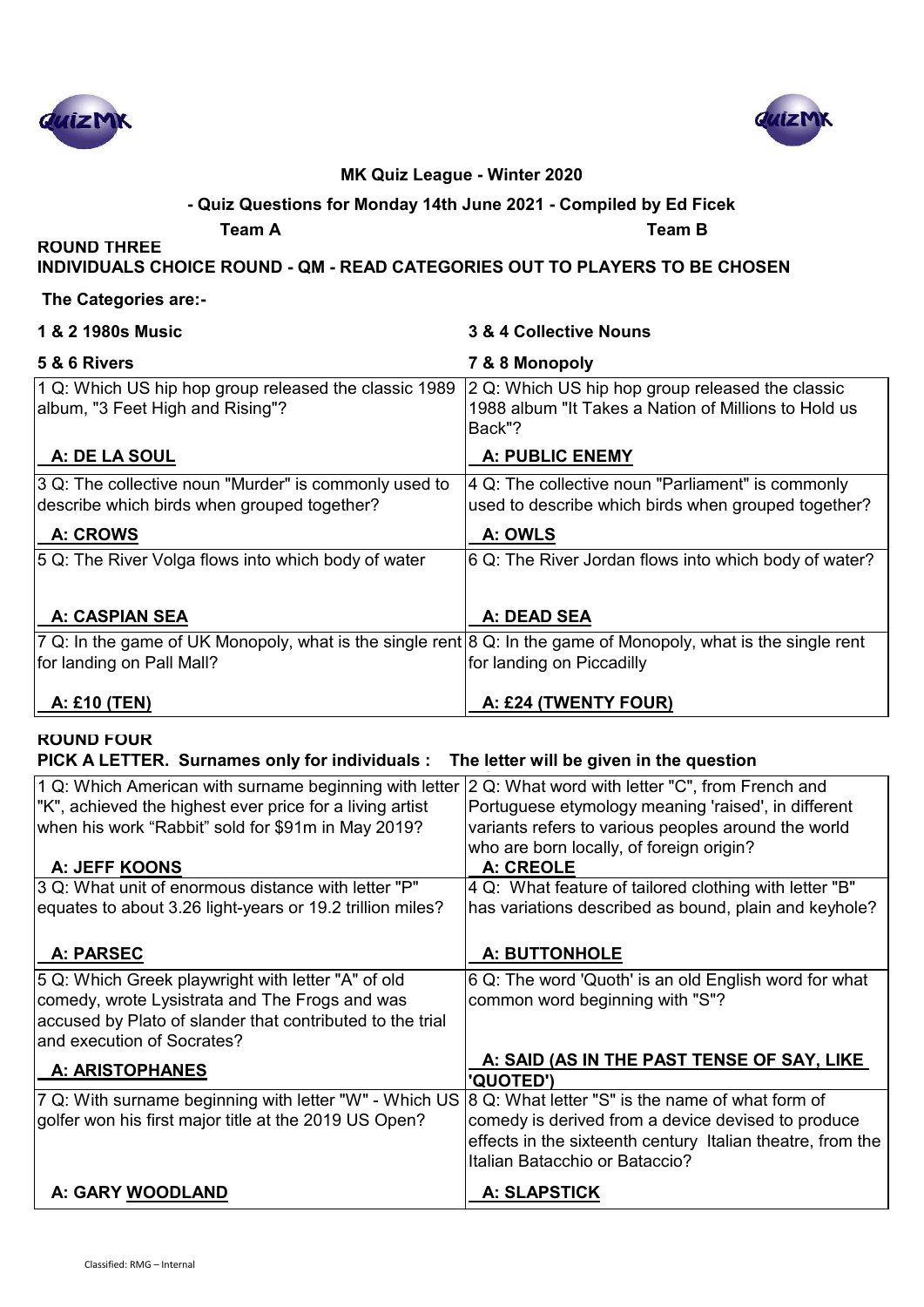**MK Quiz League - Winter 2020**

**- Quiz Questions for Monday 14th June 2021 - Compiled by Ed Ficek**

**Team A** **Team B**

## ROUND THREE

**INDIVIDUALS CHOICE ROUND - QM - READ CATEGORIES OUT TO PLAYERS TO BE CHOSEN**

**The Categories are:-**

| | |
|---|---|
| **1 & 2 1980s Music** | **3 & 4 Collective Nouns** |
| **5 & 6 Rivers** | **7 & 8 Monopoly** |

| Team A | Team B |
|---|---|
| 1 Q: Which US hip hop group released the classic 1989 album, "3 Feet High and Rising"? | 2 Q: Which US hip hop group released the classic 1988 album "It Takes a Nation of Millions to Hold us Back"? |
| **A: DE LA SOUL** | **A: PUBLIC ENEMY** |
| 3 Q: The collective noun "Murder" is commonly used to describe which birds when grouped together? | 4 Q: The collective noun "Parliament" is commonly used to describe which birds when grouped together? |
| **A: CROWS** | **A: OWLS** |
| 5 Q: The River Volga flows into which body of water | 6 Q: The River Jordan flows into which body of water? |
| **A: CASPIAN SEA** | **A: DEAD SEA** |
| 7 Q: In the game of UK Monopoly, what is the single rent for landing on Pall Mall? | 8 Q: In the game of Monopoly, what is the single rent for landing on Piccadilly |
| **A: £10 (TEN)** | **A: £24 (TWENTY FOUR)** |

## ROUND FOUR

**PICK A LETTER. Surnames only for individuals : The letter will be given in the question**

| Team A | Team B |
|---|---|
| 1 Q: Which American with surname beginning with letter "K", achieved the highest ever price for a living artist when his work "Rabbit" sold for $91m in May 2019? | 2 Q: What word with letter "C", from French and Portuguese etymology meaning 'raised', in different variants refers to various peoples around the world who are born locally, of foreign origin? |
| **A: JEFF KOONS** | **A: CREOLE** |
| 3 Q: What unit of enormous distance with letter "P" equates to about 3.26 light-years or 19.2 trillion miles? | 4 Q: What feature of tailored clothing with letter "B" has variations described as bound, plain and keyhole? |
| **A: PARSEC** | **A: BUTTONHOLE** |
| 5 Q: Which Greek playwright with letter "A" of old comedy, wrote Lysistrata and The Frogs and was accused by Plato of slander that contributed to the trial and execution of Socrates? | 6 Q: The word 'Quoth' is an old English word for what common word beginning with "S"? |
| **A: ARISTOPHANES** | **A: SAID (AS IN THE PAST TENSE OF SAY, LIKE 'QUOTED')** |
| 7 Q: With surname beginning with letter "W" - Which US golfer won his first major title at the 2019 US Open? | 8 Q: What letter "S" is the name of what form of comedy is derived from a device devised to produce effects in the sixteenth century Italian theatre, from the Italian Batacchio or Bataccio? |
| **A: GARY WOODLAND** | **A: SLAPSTICK** |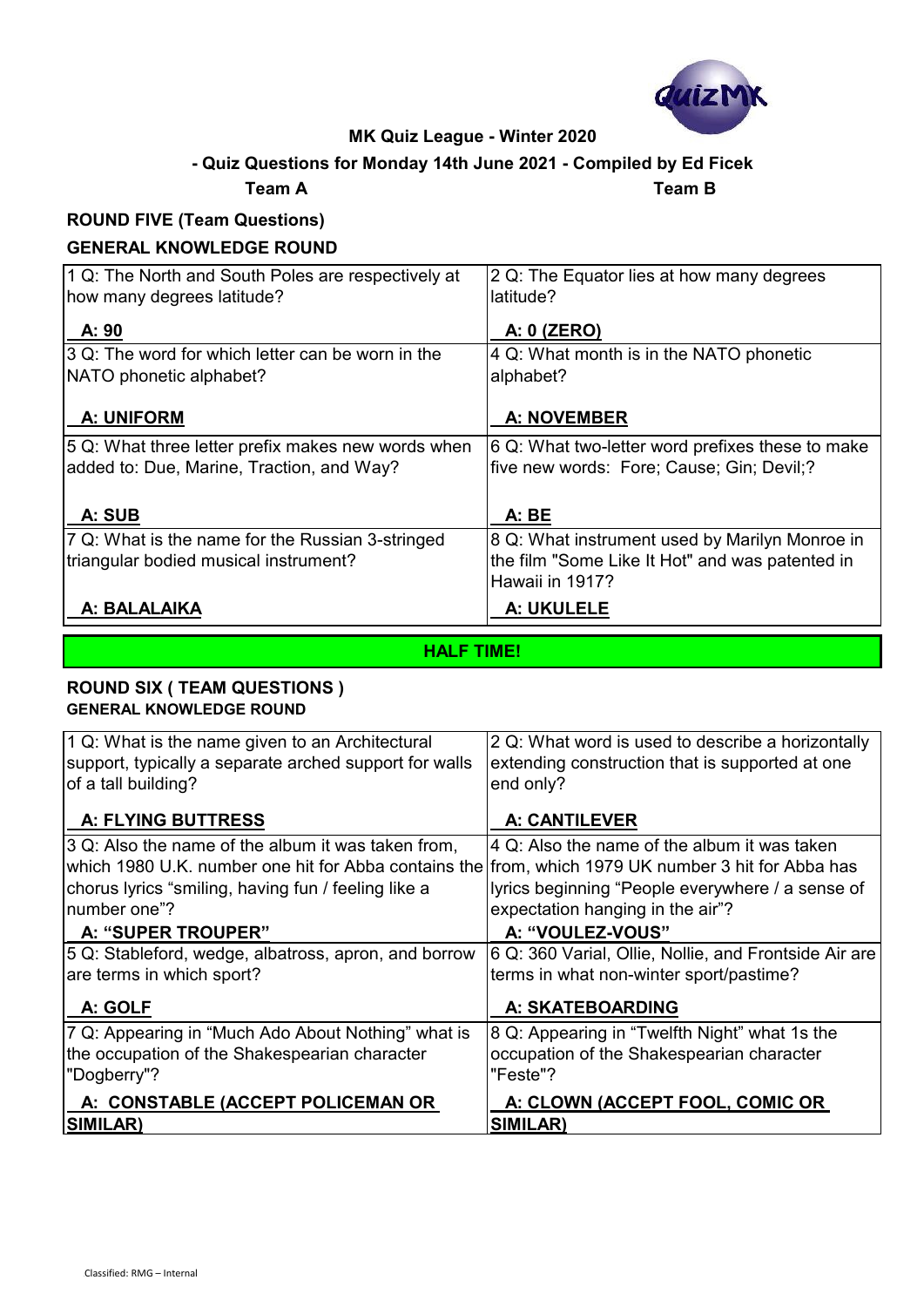**MK Quiz League - Winter 2020**

**- Quiz Questions for Monday 14th June 2021 - Compiled by Ed Ficek**

**Team A** **Team B**

## ROUND FIVE (Team Questions)

### GENERAL KNOWLEDGE ROUND

| Team A | Team B |
|---|---|
| 1 Q: The North and South Poles are respectively at how many degrees latitude?<br><br>**A: 90** | 2 Q: The Equator lies at how many degrees latitude?<br><br>**A: 0 (ZERO)** |
| 3 Q: The word for which letter can be worn in the NATO phonetic alphabet?<br><br>**A: UNIFORM** | 4 Q: What month is in the NATO phonetic alphabet?<br><br>**A: NOVEMBER** |
| 5 Q: What three letter prefix makes new words when added to: Due, Marine, Traction, and Way?<br><br>**A: SUB** | 6 Q: What two-letter word prefixes these to make five new words: Fore; Cause; Gin; Devil;?<br><br>**A: BE** |
| 7 Q: What is the name for the Russian 3-stringed triangular bodied musical instrument?<br><br>**A: BALALAIKA** | 8 Q: What instrument used by Marilyn Monroe in the film "Some Like It Hot" and was patented in Hawaii in 1917?<br><br>**A: UKULELE** |

**HALF TIME!**

## ROUND SIX ( TEAM QUESTIONS )

### GENERAL KNOWLEDGE ROUND

| Team A | Team B |
|---|---|
| 1 Q: What is the name given to an Architectural support, typically a separate arched support for walls of a tall building?<br><br>**A: FLYING BUTTRESS** | 2 Q: What word is used to describe a horizontally extending construction that is supported at one end only?<br><br>**A: CANTILEVER** |
| 3 Q: Also the name of the album it was taken from, which 1980 U.K. number one hit for Abba contains the chorus lyrics "smiling, having fun / feeling like a number one"?<br><br>**A: "SUPER TROUPER"** | 4 Q: Also the name of the album it was taken from, which 1979 UK number 3 hit for Abba has lyrics beginning "People everywhere / a sense of expectation hanging in the air"?<br><br>**A: "VOULEZ-VOUS"** |
| 5 Q: Stableford, wedge, albatross, apron, and borrow are terms in which sport?<br><br>**A: GOLF** | 6 Q: 360 Varial, Ollie, Nollie, and Frontside Air are terms in what non-winter sport/pastime?<br><br>**A: SKATEBOARDING** |
| 7 Q: Appearing in "Much Ado About Nothing" what is the occupation of the Shakespearian character "Dogberry"?<br><br>**A: CONSTABLE (ACCEPT POLICEMAN OR SIMILAR)** | 8 Q: Appearing in "Twelfth Night" what 1s the occupation of the Shakespearian character "Feste"?<br><br>**A: CLOWN (ACCEPT FOOL, COMIC OR SIMILAR)** |

Classified: RMG – Internal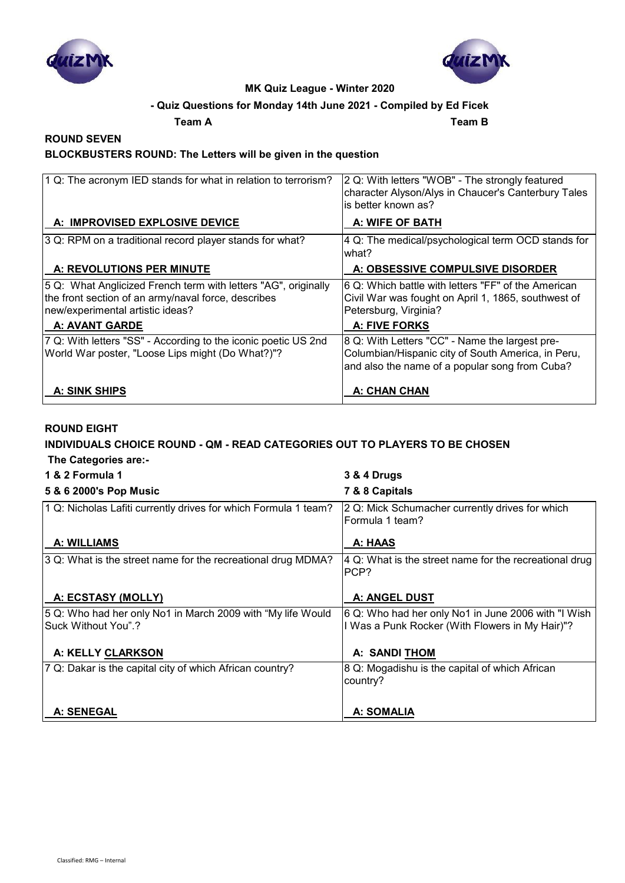**MK Quiz League - Winter 2020**

**- Quiz Questions for Monday 14th June 2021 - Compiled by Ed Ficek**

**Team A** **Team B**

## ROUND SEVEN

**BLOCKBUSTERS ROUND: The Letters will be given in the question**

| Team A | Team B |
|---|---|
| 1 Q: The acronym IED stands for what in relation to terrorism?<br><br>**A: IMPROVISED EXPLOSIVE DEVICE** | 2 Q: With letters "WOB" - The strongly featured character Alyson/Alys in Chaucer's Canterbury Tales is better known as?<br><br>**A: WIFE OF BATH** |
| 3 Q: RPM on a traditional record player stands for what?<br><br>**A: REVOLUTIONS PER MINUTE** | 4 Q: The medical/psychological term OCD stands for what?<br><br>**A: OBSESSIVE COMPULSIVE DISORDER** |
| 5 Q: What Anglicized French term with letters "AG", originally the front section of an army/naval force, describes new/experimental artistic ideas?<br><br>**A: AVANT GARDE** | 6 Q: Which battle with letters "FF" of the American Civil War was fought on April 1, 1865, southwest of Petersburg, Virginia?<br><br>**A: FIVE FORKS** |
| 7 Q: With letters "SS" - According to the iconic poetic US 2nd World War poster, "Loose Lips might (Do What?)"?<br><br>**A: SINK SHIPS** | 8 Q: With Letters "CC" - Name the largest pre-Columbian/Hispanic city of South America, in Peru, and also the name of a popular song from Cuba?<br><br>**A: CHAN CHAN** |

## ROUND EIGHT

**INDIVIDUALS CHOICE ROUND - QM - READ CATEGORIES OUT TO PLAYERS TO BE CHOSEN**

**The Categories are:-**

**1 & 2 Formula 1** | **3 & 4 Drugs**

**5 & 6 2000's Pop Music** | **7 & 8 Capitals**

| Team A | Team B |
|---|---|
| 1 Q: Nicholas Lafiti currently drives for which Formula 1 team?<br><br>**A: WILLIAMS** | 2 Q: Mick Schumacher currently drives for which Formula 1 team?<br><br>**A: HAAS** |
| 3 Q: What is the street name for the recreational drug MDMA?<br><br>**A: ECSTASY (MOLLY)** | 4 Q: What is the street name for the recreational drug PCP?<br><br>**A: ANGEL DUST** |
| 5 Q: Who had her only No1 in March 2009 with "My life Would Suck Without You".?<br><br>**A: KELLY CLARKSON** | 6 Q: Who had her only No1 in June 2006 with "I Wish I Was a Punk Rocker (With Flowers in My Hair)"?<br><br>**A: SANDI THOM** |
| 7 Q: Dakar is the capital city of which African country?<br><br>**A: SENEGAL** | 8 Q: Mogadishu is the capital of which African country?<br><br>**A: SOMALIA** |

Classified: RMG – Internal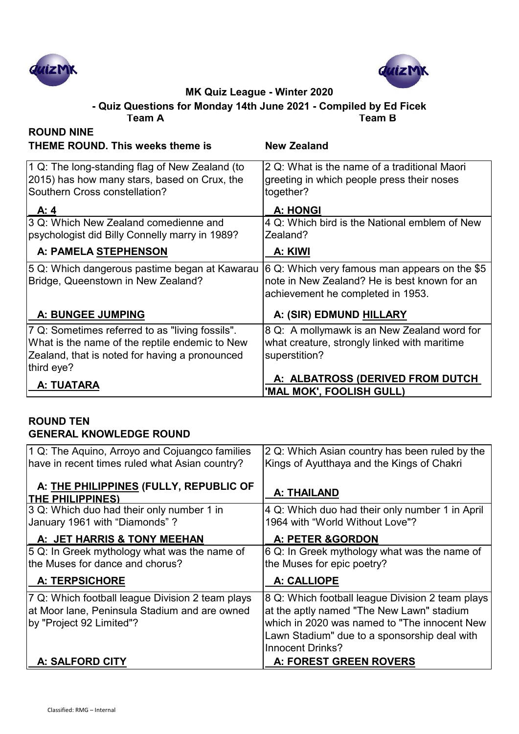**MK Quiz League - Winter 2020**

**- Quiz Questions for Monday 14th June 2021 - Compiled by Ed Ficek**

| **Team A** | **Team B** |
|---|---|

## ROUND NINE

**THEME ROUND. This weeks theme is** **New Zealand**

| | |
|---|---|
| 1 Q: The long-standing flag of New Zealand (to 2015) has how many stars, based on Crux, the Southern Cross constellation? | 2 Q: What is the name of a traditional Maori greeting in which people press their noses together? |
| **A: 4** | **A: HONGI** |
| 3 Q: Which New Zealand comedienne and psychologist did Billy Connelly marry in 1989? | 4 Q: Which bird is the National emblem of New Zealand? |
| **A: PAMELA STEPHENSON** | **A: KIWI** |
| 5 Q: Which dangerous pastime began at Kawarau Bridge, Queenstown in New Zealand? | 6 Q: Which very famous man appears on the $5 note in New Zealand? He is best known for an achievement he completed in 1953. |
| **A: BUNGEE JUMPING** | **A: (SIR) EDMUND HILLARY** |
| 7 Q: Sometimes referred to as "living fossils". What is the name of the reptile endemic to New Zealand, that is noted for having a pronounced third eye? | 8 Q: A mollymawk is an New Zealand word for what creature, strongly linked with maritime superstition? |
| **A: TUATARA** | **A: ALBATROSS (DERIVED FROM DUTCH 'MAL MOK', FOOLISH GULL)** |

## ROUND TEN

**GENERAL KNOWLEDGE ROUND**

| | |
|---|---|
| 1 Q: The Aquino, Arroyo and Cojuangco families have in recent times ruled what Asian country? | 2 Q: Which Asian country has been ruled by the Kings of Ayutthaya and the Kings of Chakri |
| **A: THE PHILIPPINES (FULLY, REPUBLIC OF THE PHILIPPINES)** | **A: THAILAND** |
| 3 Q: Which duo had their only number 1 in January 1961 with "Diamonds" ? | 4 Q: Which duo had their only number 1 in April 1964 with "World Without Love"? |
| **A: JET HARRIS & TONY MEEHAN** | **A: PETER &GORDON** |
| 5 Q: In Greek mythology what was the name of the Muses for dance and chorus? | 6 Q: In Greek mythology what was the name of the Muses for epic poetry? |
| **A: TERPSICHORE** | **A: CALLIOPE** |
| 7 Q: Which football league Division 2 team plays at Moor lane, Peninsula Stadium and are owned by "Project 92 Limited"? | 8 Q: Which football league Division 2 team plays at the aptly named "The New Lawn" stadium which in 2020 was named to "The innocent New Lawn Stadium" due to a sponsorship deal with Innocent Drinks? |
| **A: SALFORD CITY** | **A: FOREST GREEN ROVERS** |

Classified: RMG – Internal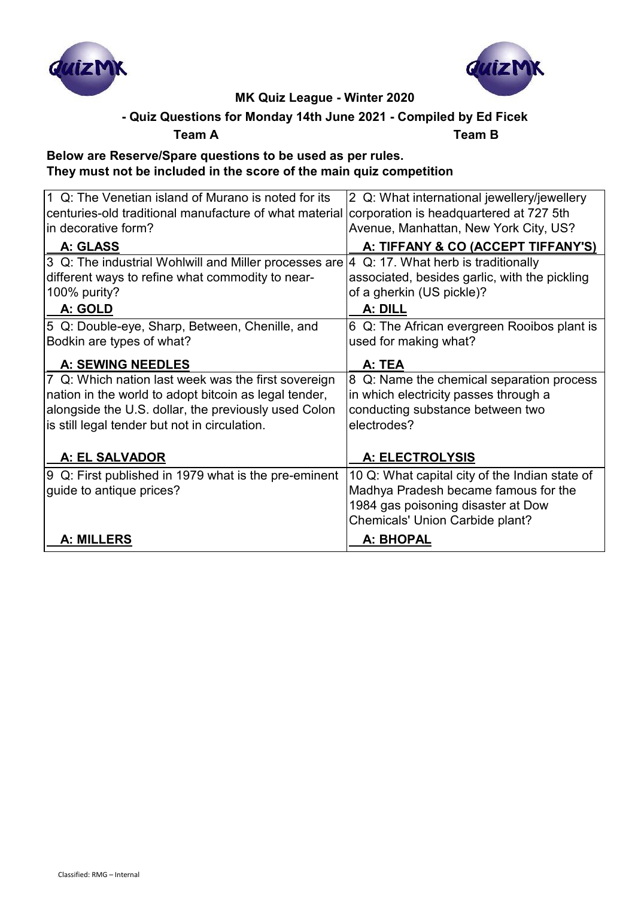**MK Quiz League - Winter 2020**

**- Quiz Questions for Monday 14th June 2021 - Compiled by Ed Ficek**

**Team A** **Team B**

**Below are Reserve/Spare questions to be used as per rules.**
**They must not be included in the score of the main quiz competition**

| | |
|---|---|
| 1 Q: The Venetian island of Murano is noted for its centuries-old traditional manufacture of what material in decorative form?<br>**A: GLASS** | 2 Q: What international jewellery/jewellery corporation is headquartered at 727 5th Avenue, Manhattan, New York City, US?<br>**A: TIFFANY & CO (ACCEPT TIFFANY'S)** |
| 3 Q: The industrial Wohlwill and Miller processes are different ways to refine what commodity to near-100% purity?<br>**A: GOLD** | 4 Q: 17. What herb is traditionally associated, besides garlic, with the pickling of a gherkin (US pickle)?<br>**A: DILL** |
| 5 Q: Double-eye, Sharp, Between, Chenille, and Bodkin are types of what?<br>**A: SEWING NEEDLES** | 6 Q: The African evergreen Rooibos plant is used for making what?<br>**A: TEA** |
| 7 Q: Which nation last week was the first sovereign nation in the world to adopt bitcoin as legal tender, alongside the U.S. dollar, the previously used Colon is still legal tender but not in circulation.<br>**A: EL SALVADOR** | 8 Q: Name the chemical separation process in which electricity passes through a conducting substance between two electrodes?<br>**A: ELECTROLYSIS** |
| 9 Q: First published in 1979 what is the pre-eminent guide to antique prices?<br>**A: MILLERS** | 10 Q: What capital city of the Indian state of Madhya Pradesh became famous for the 1984 gas poisoning disaster at Dow Chemicals' Union Carbide plant?<br>**A: BHOPAL** |

Classified: RMG – Internal